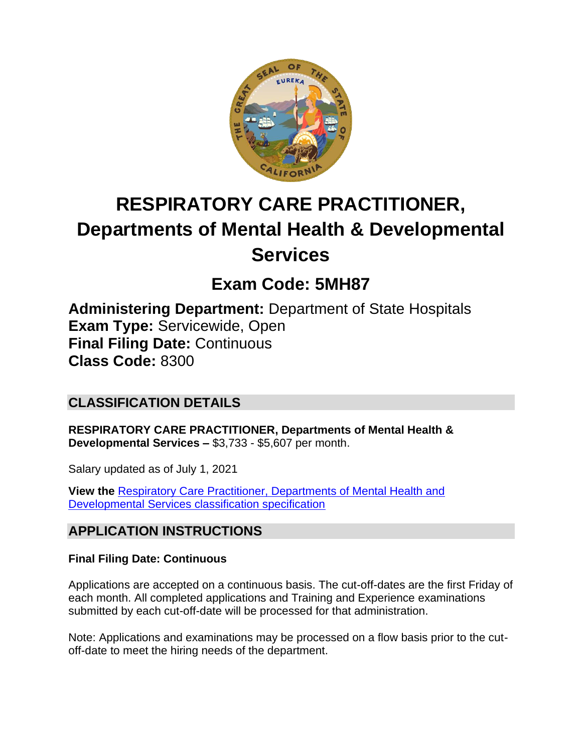# RESPIRATORY CARE PRACTITIONER, Departments of Mental Health & Developmental Services

## Exam Code: 5MH87

**Administering Department:** Department of State Hospitals
**Exam Type:** Servicewide, Open
**Final Filing Date:** Continuous
**Class Code:** 8300

## CLASSIFICATION DETAILS

**RESPIRATORY CARE PRACTITIONER, Departments of Mental Health & Developmental Services –** $3,733 - $5,607 per month.

Salary updated as of July 1, 2021

**View the** Respiratory Care Practitioner, Departments of Mental Health and Developmental Services classification specification

## APPLICATION INSTRUCTIONS

**Final Filing Date: Continuous**

Applications are accepted on a continuous basis. The cut-off-dates are the first Friday of each month. All completed applications and Training and Experience examinations submitted by each cut-off-date will be processed for that administration.

Note: Applications and examinations may be processed on a flow basis prior to the cut-off-date to meet the hiring needs of the department.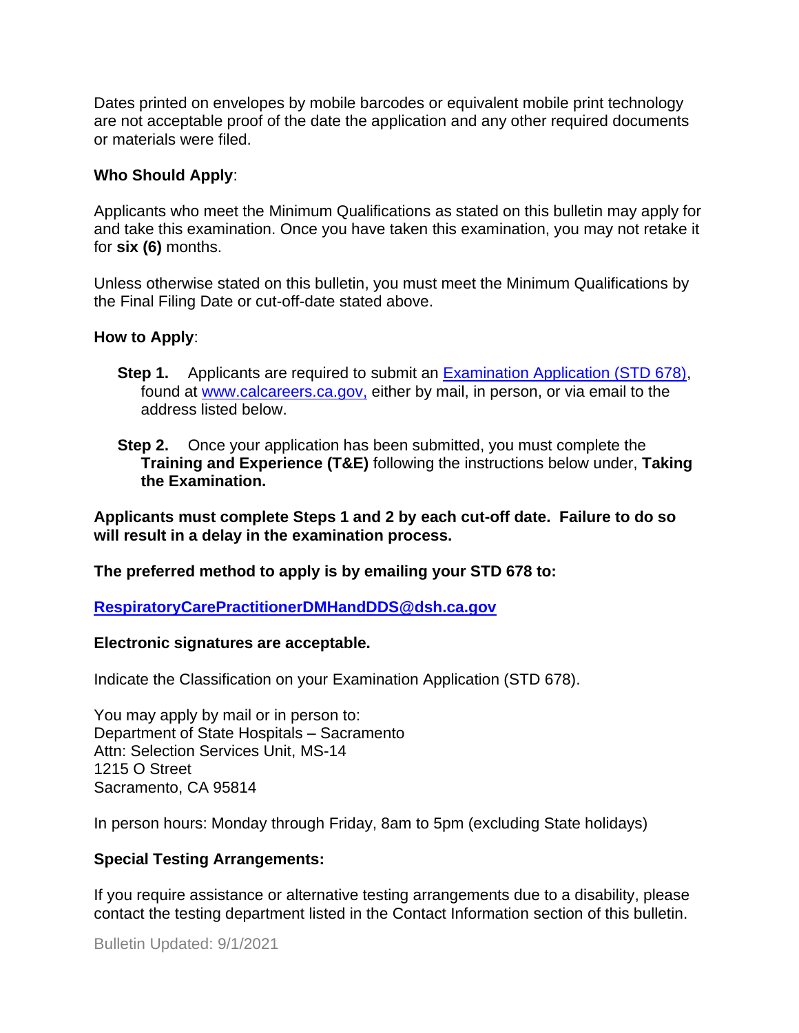Dates printed on envelopes by mobile barcodes or equivalent mobile print technology are not acceptable proof of the date the application and any other required documents or materials were filed.

**Who Should Apply**:

Applicants who meet the Minimum Qualifications as stated on this bulletin may apply for and take this examination. Once you have taken this examination, you may not retake it for **six (6)** months.

Unless otherwise stated on this bulletin, you must meet the Minimum Qualifications by the Final Filing Date or cut-off-date stated above.

**How to Apply**:

- **Step 1.** Applicants are required to submit an [Examination Application (STD 678)](www.calcareers.ca.gov), found at [www.calcareers.ca.gov,](www.calcareers.ca.gov) either by mail, in person, or via email to the address listed below.
- **Step 2.** Once your application has been submitted, you must complete the **Training and Experience (T&E)** following the instructions below under, **Taking the Examination.**

**Applicants must complete Steps 1 and 2 by each cut-off date. Failure to do so will result in a delay in the examination process.**

**The preferred method to apply is by emailing your STD 678 to:**

**[RespiratoryCarePractitionerDMHandDDS@dsh.ca.gov](mailto:RespiratoryCarePractitionerDMHandDDS@dsh.ca.gov)**

**Electronic signatures are acceptable.**

Indicate the Classification on your Examination Application (STD 678).

You may apply by mail or in person to:
Department of State Hospitals – Sacramento
Attn: Selection Services Unit, MS-14
1215 O Street
Sacramento, CA 95814

In person hours: Monday through Friday, 8am to 5pm (excluding State holidays)

**Special Testing Arrangements:**

If you require assistance or alternative testing arrangements due to a disability, please contact the testing department listed in the Contact Information section of this bulletin.

Bulletin Updated: 9/1/2021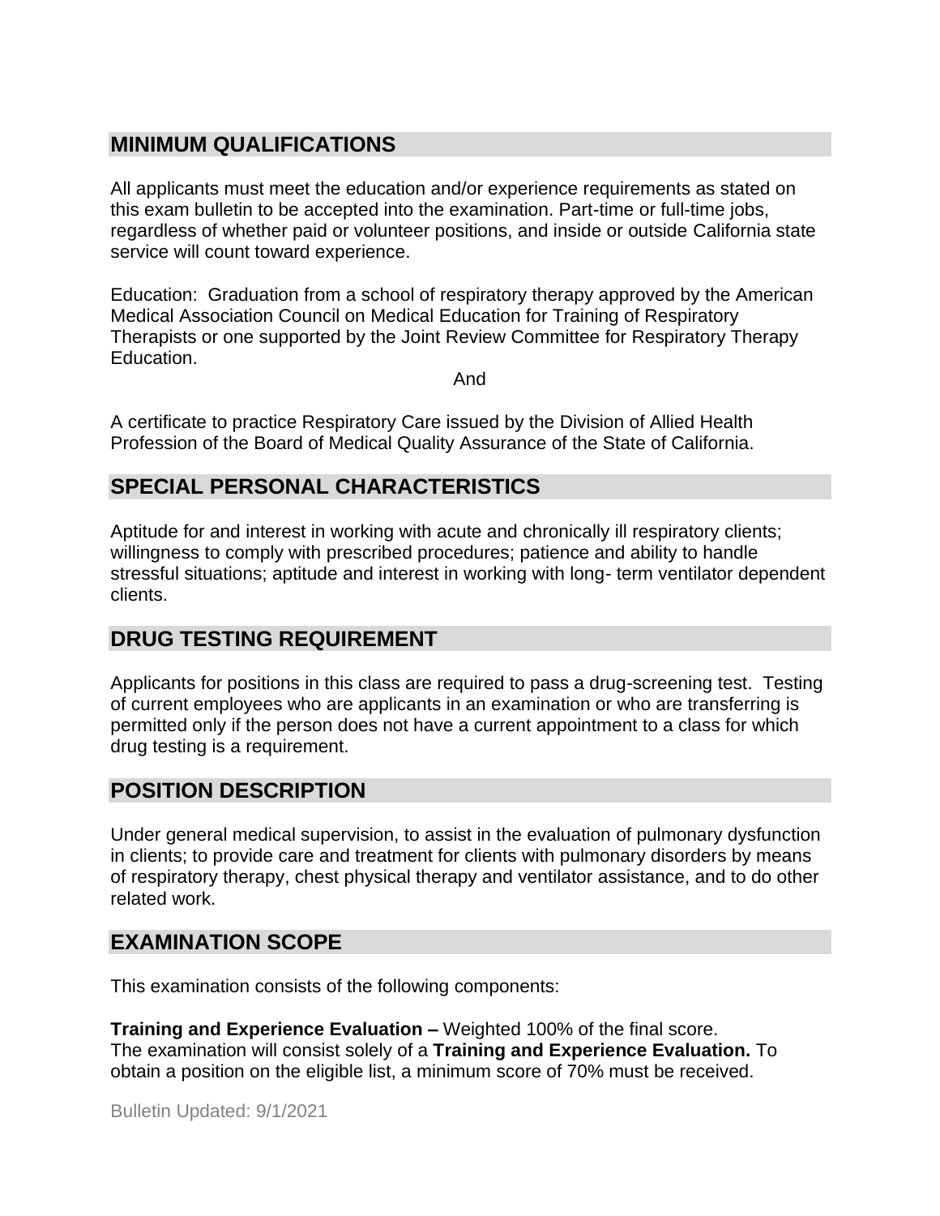## MINIMUM QUALIFICATIONS

All applicants must meet the education and/or experience requirements as stated on this exam bulletin to be accepted into the examination. Part-time or full-time jobs, regardless of whether paid or volunteer positions, and inside or outside California state service will count toward experience.

Education: Graduation from a school of respiratory therapy approved by the American Medical Association Council on Medical Education for Training of Respiratory Therapists or one supported by the Joint Review Committee for Respiratory Therapy Education.

And

A certificate to practice Respiratory Care issued by the Division of Allied Health Profession of the Board of Medical Quality Assurance of the State of California.

## SPECIAL PERSONAL CHARACTERISTICS

Aptitude for and interest in working with acute and chronically ill respiratory clients; willingness to comply with prescribed procedures; patience and ability to handle stressful situations; aptitude and interest in working with long- term ventilator dependent clients.

## DRUG TESTING REQUIREMENT

Applicants for positions in this class are required to pass a drug-screening test. Testing of current employees who are applicants in an examination or who are transferring is permitted only if the person does not have a current appointment to a class for which drug testing is a requirement.

## POSITION DESCRIPTION

Under general medical supervision, to assist in the evaluation of pulmonary dysfunction in clients; to provide care and treatment for clients with pulmonary disorders by means of respiratory therapy, chest physical therapy and ventilator assistance, and to do other related work.

## EXAMINATION SCOPE

This examination consists of the following components:

**Training and Experience Evaluation –** Weighted 100% of the final score.
The examination will consist solely of a **Training and Experience Evaluation.** To obtain a position on the eligible list, a minimum score of 70% must be received.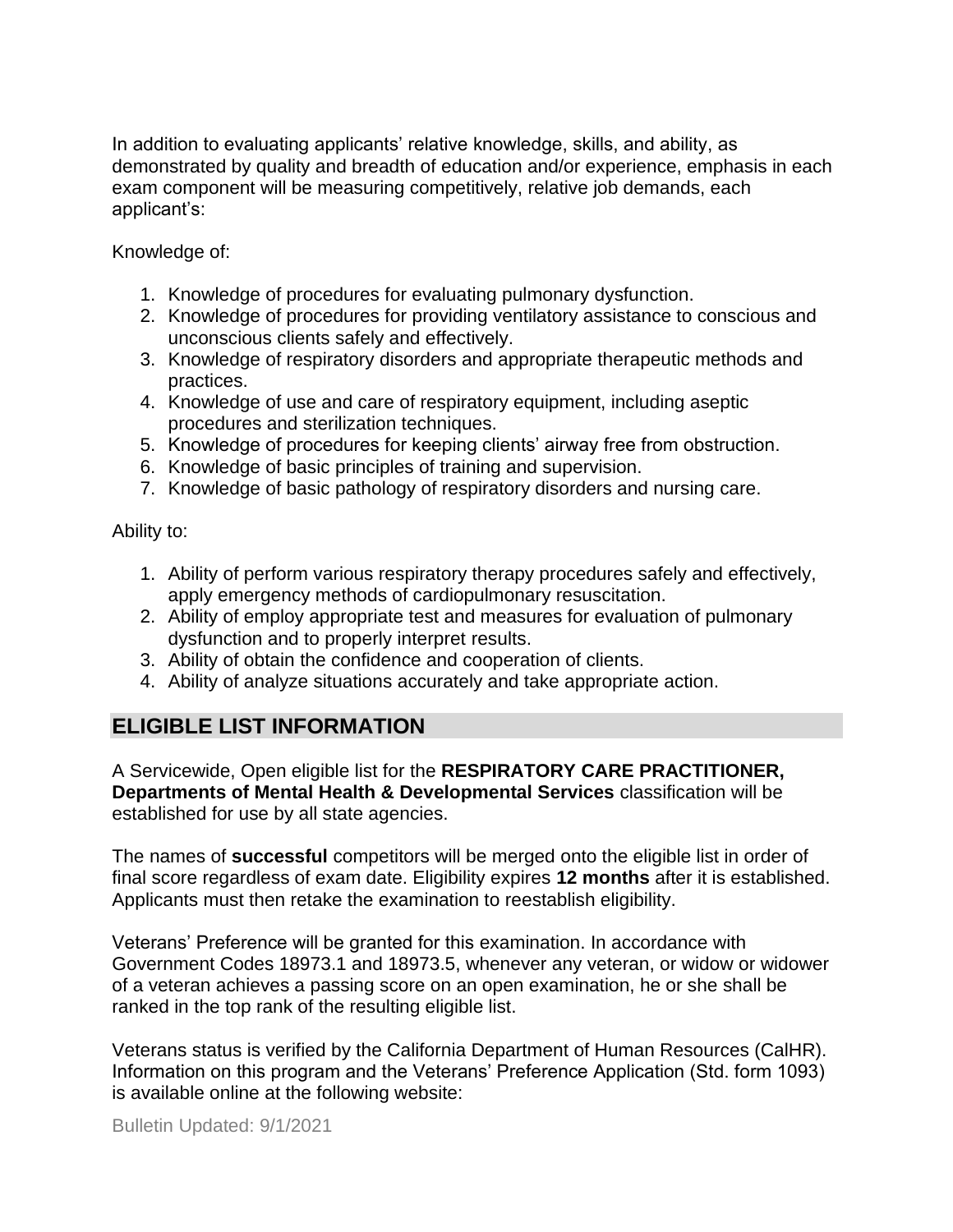In addition to evaluating applicants' relative knowledge, skills, and ability, as demonstrated by quality and breadth of education and/or experience, emphasis in each exam component will be measuring competitively, relative job demands, each applicant's:

Knowledge of:

1. Knowledge of procedures for evaluating pulmonary dysfunction.
2. Knowledge of procedures for providing ventilatory assistance to conscious and unconscious clients safely and effectively.
3. Knowledge of respiratory disorders and appropriate therapeutic methods and practices.
4. Knowledge of use and care of respiratory equipment, including aseptic procedures and sterilization techniques.
5. Knowledge of procedures for keeping clients' airway free from obstruction.
6. Knowledge of basic principles of training and supervision.
7. Knowledge of basic pathology of respiratory disorders and nursing care.

Ability to:

1. Ability of perform various respiratory therapy procedures safely and effectively, apply emergency methods of cardiopulmonary resuscitation.
2. Ability of employ appropriate test and measures for evaluation of pulmonary dysfunction and to properly interpret results.
3. Ability of obtain the confidence and cooperation of clients.
4. Ability of analyze situations accurately and take appropriate action.

## ELIGIBLE LIST INFORMATION

A Servicewide, Open eligible list for the **RESPIRATORY CARE PRACTITIONER, Departments of Mental Health & Developmental Services** classification will be established for use by all state agencies.

The names of **successful** competitors will be merged onto the eligible list in order of final score regardless of exam date. Eligibility expires **12 months** after it is established. Applicants must then retake the examination to reestablish eligibility.

Veterans' Preference will be granted for this examination. In accordance with Government Codes 18973.1 and 18973.5, whenever any veteran, or widow or widower of a veteran achieves a passing score on an open examination, he or she shall be ranked in the top rank of the resulting eligible list.

Veterans status is verified by the California Department of Human Resources (CalHR). Information on this program and the Veterans' Preference Application (Std. form 1093) is available online at the following website: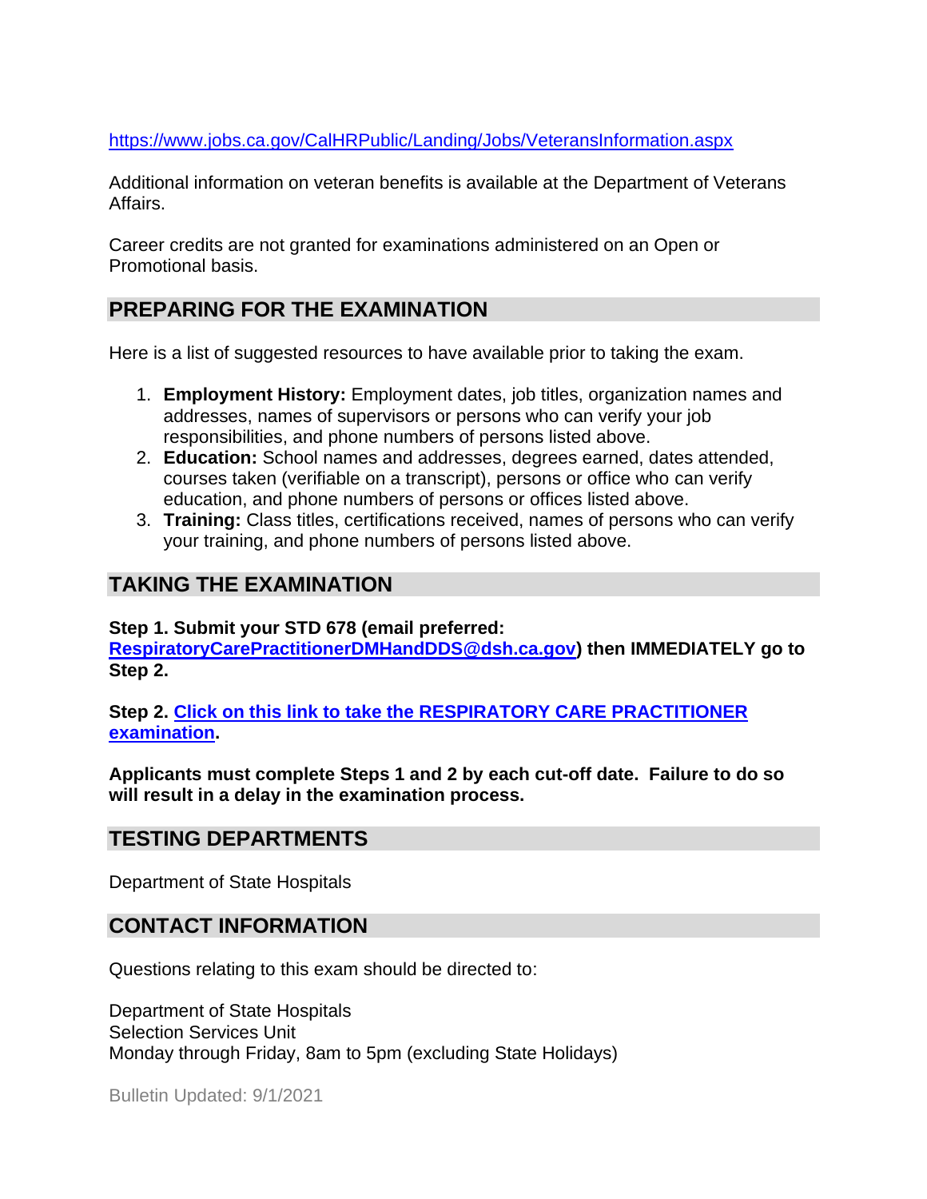https://www.jobs.ca.gov/CalHRPublic/Landing/Jobs/VeteransInformation.aspx

Additional information on veteran benefits is available at the Department of Veterans Affairs.

Career credits are not granted for examinations administered on an Open or Promotional basis.

## PREPARING FOR THE EXAMINATION

Here is a list of suggested resources to have available prior to taking the exam.

1. **Employment History:** Employment dates, job titles, organization names and addresses, names of supervisors or persons who can verify your job responsibilities, and phone numbers of persons listed above.
2. **Education:** School names and addresses, degrees earned, dates attended, courses taken (verifiable on a transcript), persons or office who can verify education, and phone numbers of persons or offices listed above.
3. **Training:** Class titles, certifications received, names of persons who can verify your training, and phone numbers of persons listed above.

## TAKING THE EXAMINATION

**Step 1. Submit your STD 678 (email preferred: RespiratoryCarePractitionerDMHandDDS@dsh.ca.gov) then IMMEDIATELY go to Step 2.**

**Step 2. Click on this link to take the RESPIRATORY CARE PRACTITIONER examination.**

**Applicants must complete Steps 1 and 2 by each cut-off date. Failure to do so will result in a delay in the examination process.**

## TESTING DEPARTMENTS

Department of State Hospitals

## CONTACT INFORMATION

Questions relating to this exam should be directed to:

Department of State Hospitals
Selection Services Unit
Monday through Friday, 8am to 5pm (excluding State Holidays)

Bulletin Updated: 9/1/2021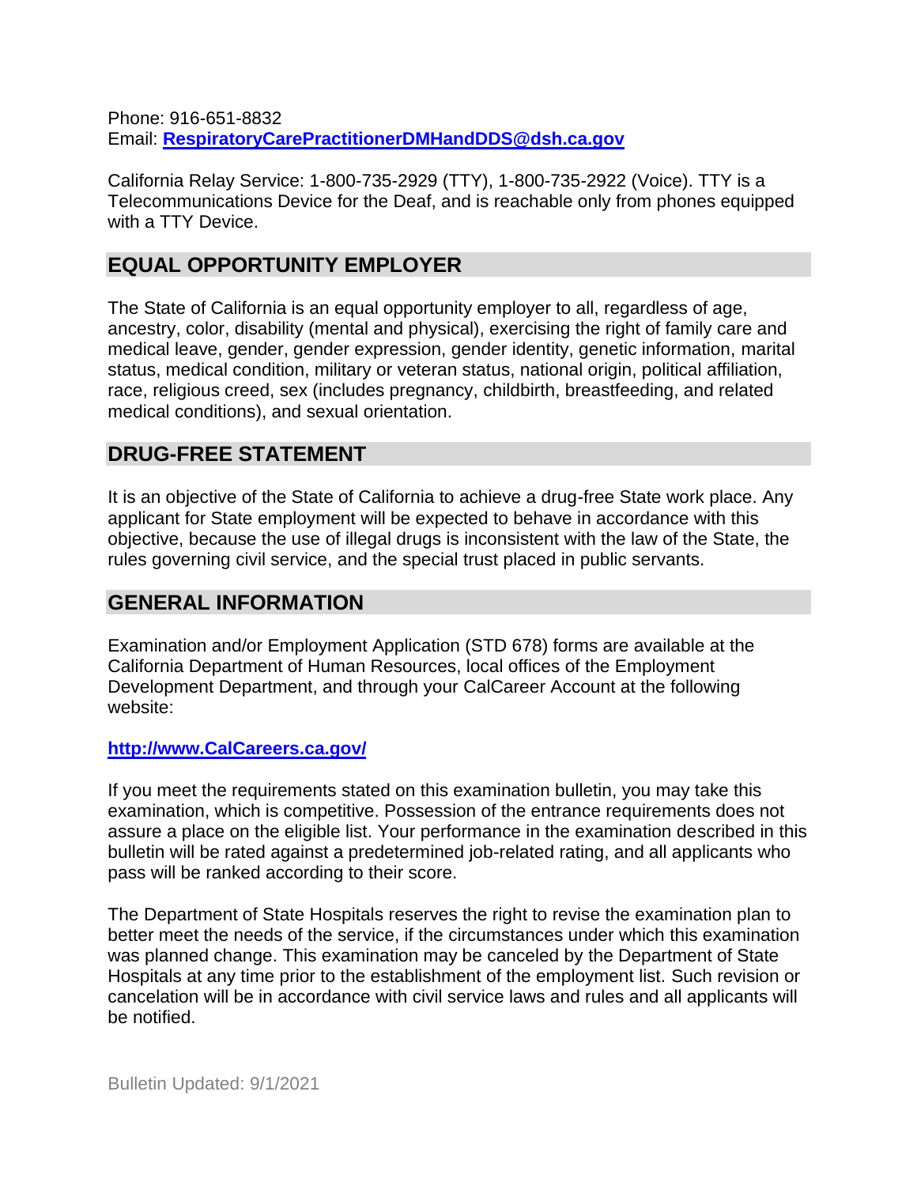Phone: 916-651-8832
Email: **[RespiratoryCarePractitionerDMHandDDS@dsh.ca.gov](mailto:RespiratoryCarePractitionerDMHandDDS@dsh.ca.gov)**

California Relay Service: 1-800-735-2929 (TTY), 1-800-735-2922 (Voice). TTY is a Telecommunications Device for the Deaf, and is reachable only from phones equipped with a TTY Device.

## EQUAL OPPORTUNITY EMPLOYER

The State of California is an equal opportunity employer to all, regardless of age, ancestry, color, disability (mental and physical), exercising the right of family care and medical leave, gender, gender expression, gender identity, genetic information, marital status, medical condition, military or veteran status, national origin, political affiliation, race, religious creed, sex (includes pregnancy, childbirth, breastfeeding, and related medical conditions), and sexual orientation.

## DRUG-FREE STATEMENT

It is an objective of the State of California to achieve a drug-free State work place. Any applicant for State employment will be expected to behave in accordance with this objective, because the use of illegal drugs is inconsistent with the law of the State, the rules governing civil service, and the special trust placed in public servants.

## GENERAL INFORMATION

Examination and/or Employment Application (STD 678) forms are available at the California Department of Human Resources, local offices of the Employment Development Department, and through your CalCareer Account at the following website:

**[http://www.CalCareers.ca.gov/](http://www.CalCareers.ca.gov/)**

If you meet the requirements stated on this examination bulletin, you may take this examination, which is competitive. Possession of the entrance requirements does not assure a place on the eligible list. Your performance in the examination described in this bulletin will be rated against a predetermined job-related rating, and all applicants who pass will be ranked according to their score.

The Department of State Hospitals reserves the right to revise the examination plan to better meet the needs of the service, if the circumstances under which this examination was planned change. This examination may be canceled by the Department of State Hospitals at any time prior to the establishment of the employment list. Such revision or cancelation will be in accordance with civil service laws and rules and all applicants will be notified.

Bulletin Updated: 9/1/2021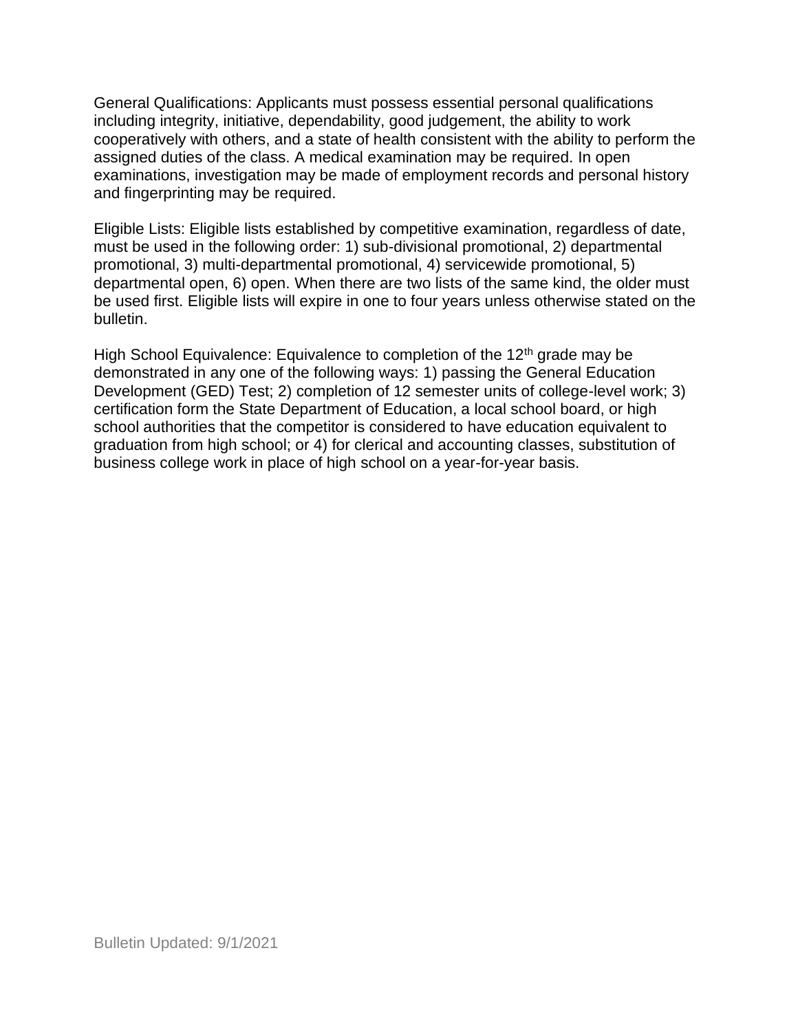General Qualifications: Applicants must possess essential personal qualifications including integrity, initiative, dependability, good judgement, the ability to work cooperatively with others, and a state of health consistent with the ability to perform the assigned duties of the class. A medical examination may be required. In open examinations, investigation may be made of employment records and personal history and fingerprinting may be required.

Eligible Lists: Eligible lists established by competitive examination, regardless of date, must be used in the following order: 1) sub-divisional promotional, 2) departmental promotional, 3) multi-departmental promotional, 4) servicewide promotional, 5) departmental open, 6) open. When there are two lists of the same kind, the older must be used first. Eligible lists will expire in one to four years unless otherwise stated on the bulletin.

High School Equivalence: Equivalence to completion of the 12th grade may be demonstrated in any one of the following ways: 1) passing the General Education Development (GED) Test; 2) completion of 12 semester units of college-level work; 3) certification form the State Department of Education, a local school board, or high school authorities that the competitor is considered to have education equivalent to graduation from high school; or 4) for clerical and accounting classes, substitution of business college work in place of high school on a year-for-year basis.

Bulletin Updated: 9/1/2021